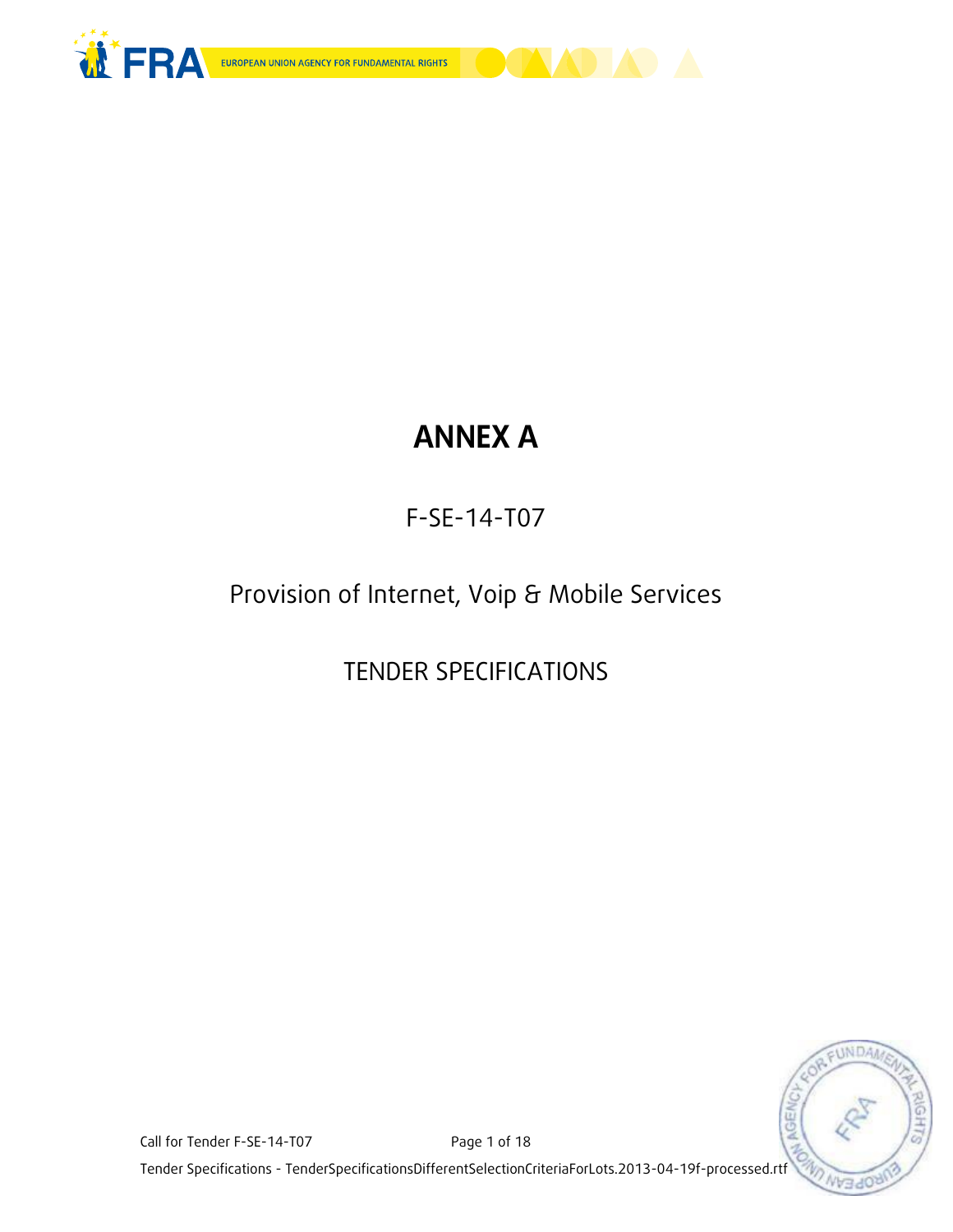# ANNEX A

F-SE-14-T07

Provision of Internet, Voip & Mobile Services

TENDER SPECIFICATIONS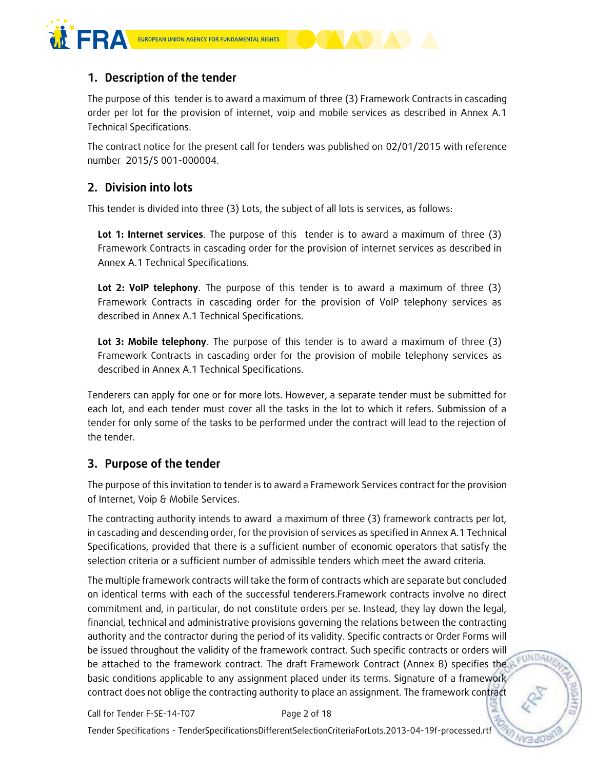## 1. Description of the tender

The purpose of this tender is to award a maximum of three (3) Framework Contracts in cascading order per lot for the provision of internet, voip and mobile services as described in Annex A.1 Technical Specifications.

The contract notice for the present call for tenders was published on 02/01/2015 with reference number 2015/S 001-000004.

## 2. Division into lots

This tender is divided into three (3) Lots, the subject of all lots is services, as follows:

**Lot 1: Internet services**. The purpose of this tender is to award a maximum of three (3) Framework Contracts in cascading order for the provision of internet services as described in Annex A.1 Technical Specifications.

**Lot 2: VoIP telephony**. The purpose of this tender is to award a maximum of three (3) Framework Contracts in cascading order for the provision of VoIP telephony services as described in Annex A.1 Technical Specifications.

**Lot 3: Mobile telephony**. The purpose of this tender is to award a maximum of three (3) Framework Contracts in cascading order for the provision of mobile telephony services as described in Annex A.1 Technical Specifications.

Tenderers can apply for one or for more lots. However, a separate tender must be submitted for each lot, and each tender must cover all the tasks in the lot to which it refers. Submission of a tender for only some of the tasks to be performed under the contract will lead to the rejection of the tender.

## 3. Purpose of the tender

The purpose of this invitation to tender is to award a Framework Services contract for the provision of Internet, Voip & Mobile Services.

The contracting authority intends to award a maximum of three (3) framework contracts per lot, in cascading and descending order, for the provision of services as specified in Annex A.1 Technical Specifications, provided that there is a sufficient number of economic operators that satisfy the selection criteria or a sufficient number of admissible tenders which meet the award criteria.

The multiple framework contracts will take the form of contracts which are separate but concluded on identical terms with each of the successful tenderers.Framework contracts involve no direct commitment and, in particular, do not constitute orders per se. Instead, they lay down the legal, financial, technical and administrative provisions governing the relations between the contracting authority and the contractor during the period of its validity. Specific contracts or Order Forms will be issued throughout the validity of the framework contract. Such specific contracts or orders will be attached to the framework contract. The draft Framework Contract (Annex B) specifies the basic conditions applicable to any assignment placed under its terms. Signature of a framework contract does not oblige the contracting authority to place an assignment. The framework contract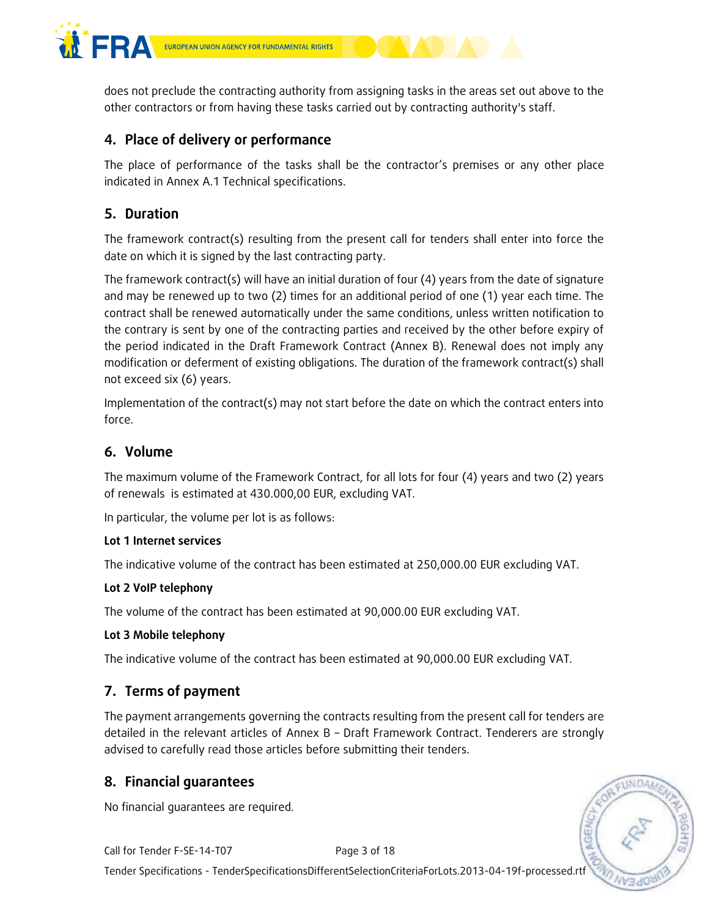does not preclude the contracting authority from assigning tasks in the areas set out above to the other contractors or from having these tasks carried out by contracting authority's staff.

## 4. Place of delivery or performance

The place of performance of the tasks shall be the contractor's premises or any other place indicated in Annex A.1 Technical specifications.

## 5. Duration

The framework contract(s) resulting from the present call for tenders shall enter into force the date on which it is signed by the last contracting party.

The framework contract(s) will have an initial duration of four (4) years from the date of signature and may be renewed up to two (2) times for an additional period of one (1) year each time. The contract shall be renewed automatically under the same conditions, unless written notification to the contrary is sent by one of the contracting parties and received by the other before expiry of the period indicated in the Draft Framework Contract (Annex B). Renewal does not imply any modification or deferment of existing obligations. The duration of the framework contract(s) shall not exceed six (6) years.

Implementation of the contract(s) may not start before the date on which the contract enters into force.

## 6. Volume

The maximum volume of the Framework Contract, for all lots for four (4) years and two (2) years of renewals is estimated at 430.000,00 EUR, excluding VAT.

In particular, the volume per lot is as follows:

**Lot 1 Internet services**

The indicative volume of the contract has been estimated at 250,000.00 EUR excluding VAT.

**Lot 2 VoIP telephony**

The volume of the contract has been estimated at 90,000.00 EUR excluding VAT.

**Lot 3 Mobile telephony**

The indicative volume of the contract has been estimated at 90,000.00 EUR excluding VAT.

## 7. Terms of payment

The payment arrangements governing the contracts resulting from the present call for tenders are detailed in the relevant articles of Annex B – Draft Framework Contract. Tenderers are strongly advised to carefully read those articles before submitting their tenders.

## 8. Financial guarantees

No financial guarantees are required.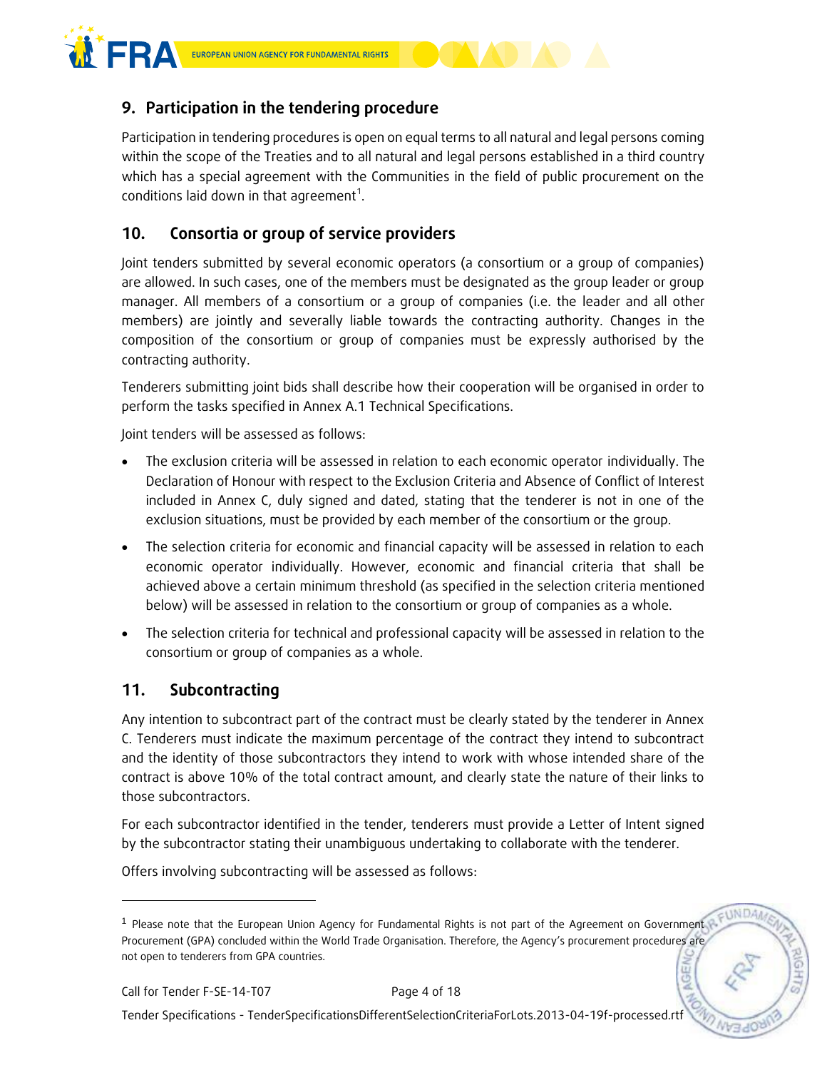## 9. Participation in the tendering procedure

Participation in tendering procedures is open on equal terms to all natural and legal persons coming within the scope of the Treaties and to all natural and legal persons established in a third country which has a special agreement with the Communities in the field of public procurement on the conditions laid down in that agreement[1].

## 10. Consortia or group of service providers

Joint tenders submitted by several economic operators (a consortium or a group of companies) are allowed. In such cases, one of the members must be designated as the group leader or group manager. All members of a consortium or a group of companies (i.e. the leader and all other members) are jointly and severally liable towards the contracting authority. Changes in the composition of the consortium or group of companies must be expressly authorised by the contracting authority.

Tenderers submitting joint bids shall describe how their cooperation will be organised in order to perform the tasks specified in Annex A.1 Technical Specifications.

Joint tenders will be assessed as follows:

- The exclusion criteria will be assessed in relation to each economic operator individually. The Declaration of Honour with respect to the Exclusion Criteria and Absence of Conflict of Interest included in Annex C, duly signed and dated, stating that the tenderer is not in one of the exclusion situations, must be provided by each member of the consortium or the group.
- The selection criteria for economic and financial capacity will be assessed in relation to each economic operator individually. However, economic and financial criteria that shall be achieved above a certain minimum threshold (as specified in the selection criteria mentioned below) will be assessed in relation to the consortium or group of companies as a whole.
- The selection criteria for technical and professional capacity will be assessed in relation to the consortium or group of companies as a whole.

## 11. Subcontracting

Any intention to subcontract part of the contract must be clearly stated by the tenderer in Annex C. Tenderers must indicate the maximum percentage of the contract they intend to subcontract and the identity of those subcontractors they intend to work with whose intended share of the contract is above 10% of the total contract amount, and clearly state the nature of their links to those subcontractors.

For each subcontractor identified in the tender, tenderers must provide a Letter of Intent signed by the subcontractor stating their unambiguous undertaking to collaborate with the tenderer.

Offers involving subcontracting will be assessed as follows:

---

[1] Please note that the European Union Agency for Fundamental Rights is not part of the Agreement on Government Procurement (GPA) concluded within the World Trade Organisation. Therefore, the Agency's procurement procedures are not open to tenderers from GPA countries.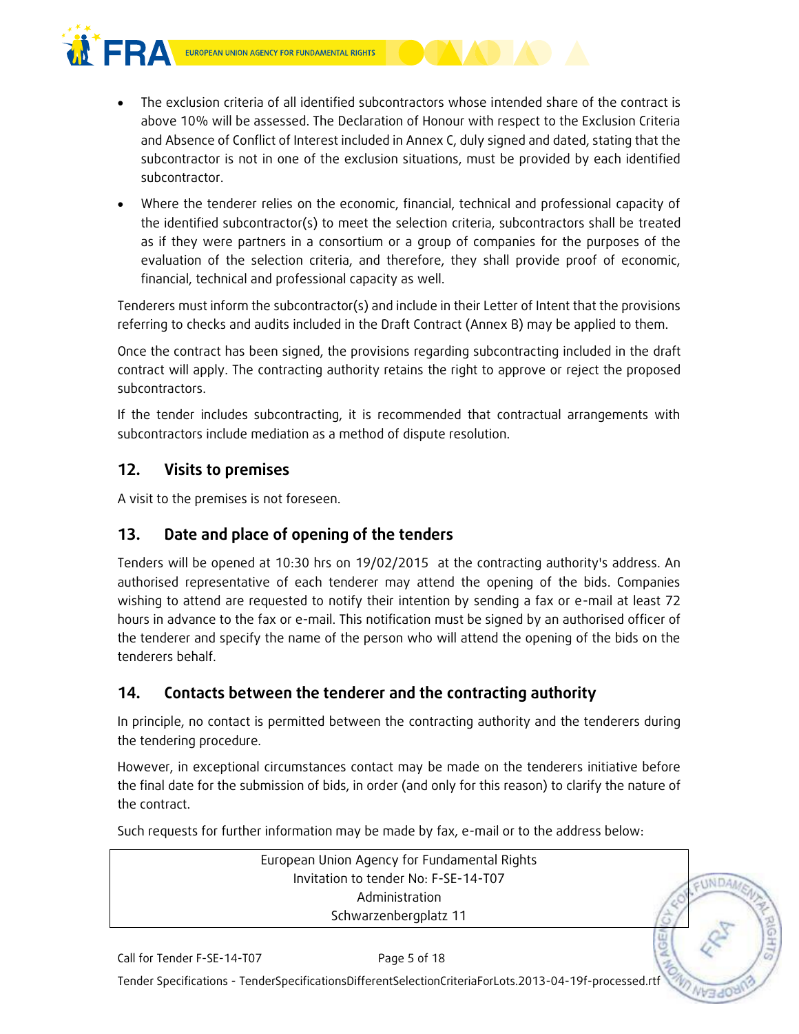- The exclusion criteria of all identified subcontractors whose intended share of the contract is above 10% will be assessed. The Declaration of Honour with respect to the Exclusion Criteria and Absence of Conflict of Interest included in Annex C, duly signed and dated, stating that the subcontractor is not in one of the exclusion situations, must be provided by each identified subcontractor.
- Where the tenderer relies on the economic, financial, technical and professional capacity of the identified subcontractor(s) to meet the selection criteria, subcontractors shall be treated as if they were partners in a consortium or a group of companies for the purposes of the evaluation of the selection criteria, and therefore, they shall provide proof of economic, financial, technical and professional capacity as well.

Tenderers must inform the subcontractor(s) and include in their Letter of Intent that the provisions referring to checks and audits included in the Draft Contract (Annex B) may be applied to them.

Once the contract has been signed, the provisions regarding subcontracting included in the draft contract will apply. The contracting authority retains the right to approve or reject the proposed subcontractors.

If the tender includes subcontracting, it is recommended that contractual arrangements with subcontractors include mediation as a method of dispute resolution.

## 12. Visits to premises

A visit to the premises is not foreseen.

## 13. Date and place of opening of the tenders

Tenders will be opened at 10:30 hrs on 19/02/2015 at the contracting authority's address. An authorised representative of each tenderer may attend the opening of the bids. Companies wishing to attend are requested to notify their intention by sending a fax or e-mail at least 72 hours in advance to the fax or e-mail. This notification must be signed by an authorised officer of the tenderer and specify the name of the person who will attend the opening of the bids on the tenderers behalf.

## 14. Contacts between the tenderer and the contracting authority

In principle, no contact is permitted between the contracting authority and the tenderers during the tendering procedure.

However, in exceptional circumstances contact may be made on the tenderers initiative before the final date for the submission of bids, in order (and only for this reason) to clarify the nature of the contract.

Such requests for further information may be made by fax, e-mail or to the address below:

| European Union Agency for Fundamental Rights<br>Invitation to tender No: F-SE-14-T07<br>Administration<br>Schwarzenbergplatz 11 |
|---|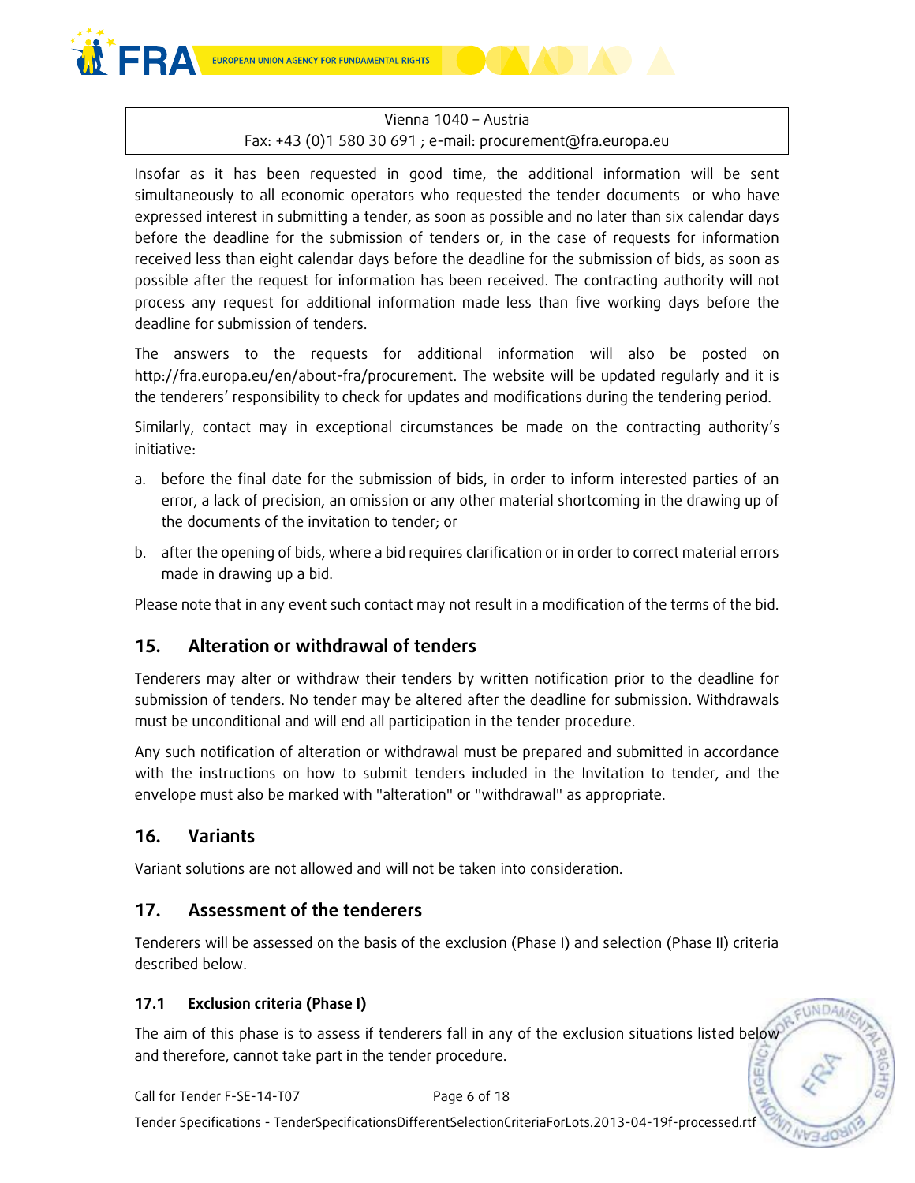Vienna 1040 – Austria
Fax: +43 (0)1 580 30 691 ; e-mail: procurement@fra.europa.eu

Insofar as it has been requested in good time, the additional information will be sent simultaneously to all economic operators who requested the tender documents or who have expressed interest in submitting a tender, as soon as possible and no later than six calendar days before the deadline for the submission of tenders or, in the case of requests for information received less than eight calendar days before the deadline for the submission of bids, as soon as possible after the request for information has been received. The contracting authority will not process any request for additional information made less than five working days before the deadline for submission of tenders.

The answers to the requests for additional information will also be posted on http://fra.europa.eu/en/about-fra/procurement. The website will be updated regularly and it is the tenderers' responsibility to check for updates and modifications during the tendering period.

Similarly, contact may in exceptional circumstances be made on the contracting authority's initiative:

a. before the final date for the submission of bids, in order to inform interested parties of an error, a lack of precision, an omission or any other material shortcoming in the drawing up of the documents of the invitation to tender; or

b. after the opening of bids, where a bid requires clarification or in order to correct material errors made in drawing up a bid.

Please note that in any event such contact may not result in a modification of the terms of the bid.

## 15. Alteration or withdrawal of tenders

Tenderers may alter or withdraw their tenders by written notification prior to the deadline for submission of tenders. No tender may be altered after the deadline for submission. Withdrawals must be unconditional and will end all participation in the tender procedure.

Any such notification of alteration or withdrawal must be prepared and submitted in accordance with the instructions on how to submit tenders included in the Invitation to tender, and the envelope must also be marked with "alteration" or "withdrawal" as appropriate.

## 16. Variants

Variant solutions are not allowed and will not be taken into consideration.

## 17. Assessment of the tenderers

Tenderers will be assessed on the basis of the exclusion (Phase I) and selection (Phase II) criteria described below.

### 17.1 Exclusion criteria (Phase I)

The aim of this phase is to assess if tenderers fall in any of the exclusion situations listed below and therefore, cannot take part in the tender procedure.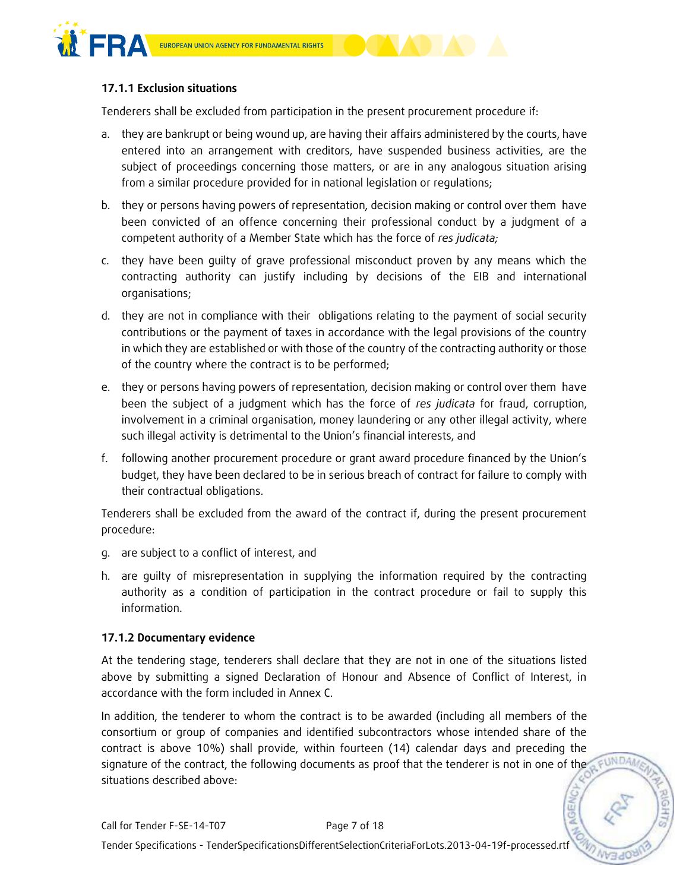### 17.1.1 Exclusion situations

Tenderers shall be excluded from participation in the present procurement procedure if:

a. they are bankrupt or being wound up, are having their affairs administered by the courts, have entered into an arrangement with creditors, have suspended business activities, are the subject of proceedings concerning those matters, or are in any analogous situation arising from a similar procedure provided for in national legislation or regulations;

b. they or persons having powers of representation, decision making or control over them have been convicted of an offence concerning their professional conduct by a judgment of a competent authority of a Member State which has the force of *res judicata;*

c. they have been guilty of grave professional misconduct proven by any means which the contracting authority can justify including by decisions of the EIB and international organisations;

d. they are not in compliance with their obligations relating to the payment of social security contributions or the payment of taxes in accordance with the legal provisions of the country in which they are established or with those of the country of the contracting authority or those of the country where the contract is to be performed;

e. they or persons having powers of representation, decision making or control over them have been the subject of a judgment which has the force of *res judicata* for fraud, corruption, involvement in a criminal organisation, money laundering or any other illegal activity, where such illegal activity is detrimental to the Union's financial interests, and

f. following another procurement procedure or grant award procedure financed by the Union's budget, they have been declared to be in serious breach of contract for failure to comply with their contractual obligations.

Tenderers shall be excluded from the award of the contract if, during the present procurement procedure:

g. are subject to a conflict of interest, and

h. are guilty of misrepresentation in supplying the information required by the contracting authority as a condition of participation in the contract procedure or fail to supply this information.

### 17.1.2 Documentary evidence

At the tendering stage, tenderers shall declare that they are not in one of the situations listed above by submitting a signed Declaration of Honour and Absence of Conflict of Interest, in accordance with the form included in Annex C.

In addition, the tenderer to whom the contract is to be awarded (including all members of the consortium or group of companies and identified subcontractors whose intended share of the contract is above 10%) shall provide, within fourteen (14) calendar days and preceding the signature of the contract, the following documents as proof that the tenderer is not in one of the situations described above: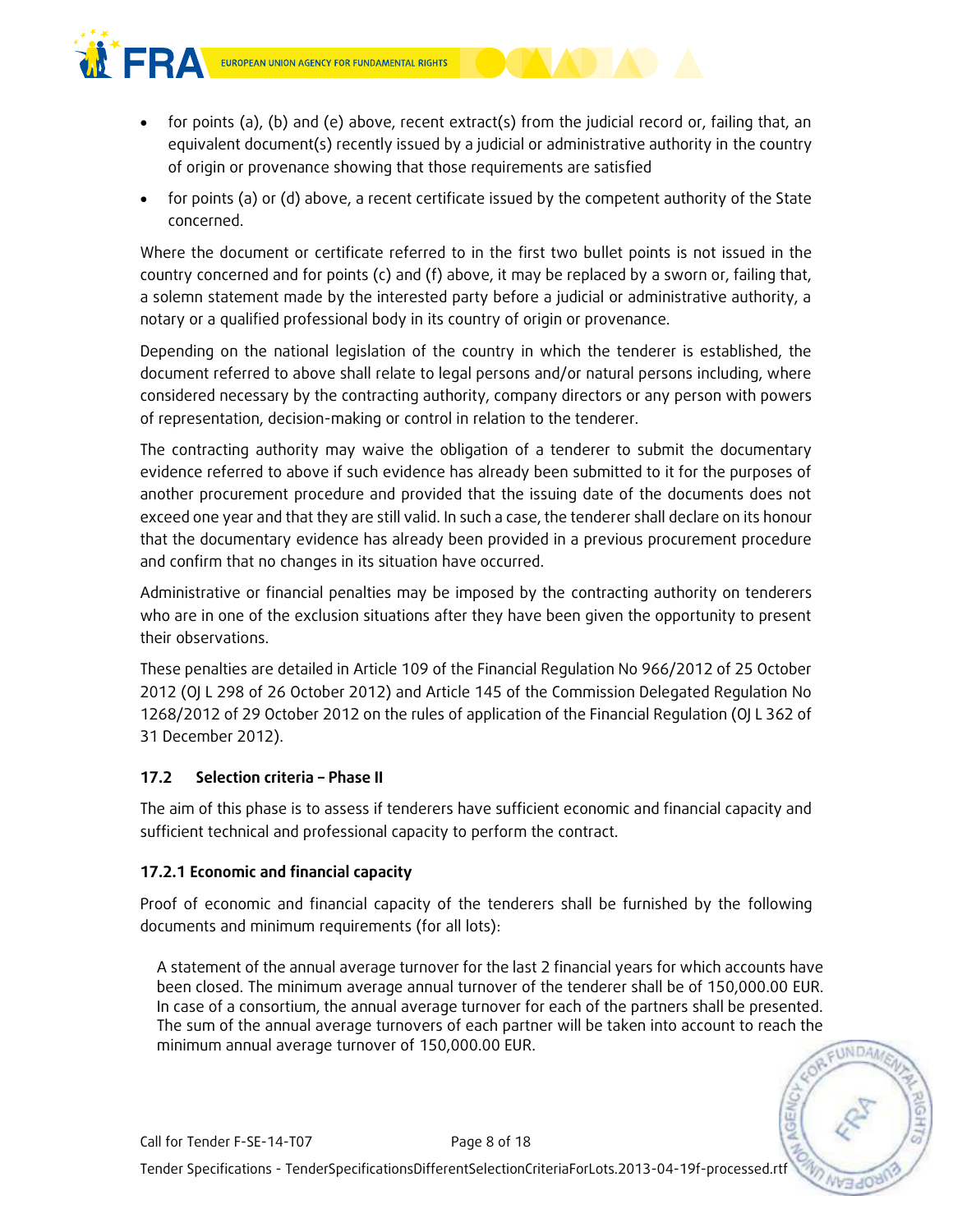- for points (a), (b) and (e) above, recent extract(s) from the judicial record or, failing that, an equivalent document(s) recently issued by a judicial or administrative authority in the country of origin or provenance showing that those requirements are satisfied
- for points (a) or (d) above, a recent certificate issued by the competent authority of the State concerned.

Where the document or certificate referred to in the first two bullet points is not issued in the country concerned and for points (c) and (f) above, it may be replaced by a sworn or, failing that, a solemn statement made by the interested party before a judicial or administrative authority, a notary or a qualified professional body in its country of origin or provenance.

Depending on the national legislation of the country in which the tenderer is established, the document referred to above shall relate to legal persons and/or natural persons including, where considered necessary by the contracting authority, company directors or any person with powers of representation, decision-making or control in relation to the tenderer.

The contracting authority may waive the obligation of a tenderer to submit the documentary evidence referred to above if such evidence has already been submitted to it for the purposes of another procurement procedure and provided that the issuing date of the documents does not exceed one year and that they are still valid. In such a case, the tenderer shall declare on its honour that the documentary evidence has already been provided in a previous procurement procedure and confirm that no changes in its situation have occurred.

Administrative or financial penalties may be imposed by the contracting authority on tenderers who are in one of the exclusion situations after they have been given the opportunity to present their observations.

These penalties are detailed in Article 109 of the Financial Regulation No 966/2012 of 25 October 2012 (OJ L 298 of 26 October 2012) and Article 145 of the Commission Delegated Regulation No 1268/2012 of 29 October 2012 on the rules of application of the Financial Regulation (OJ L 362 of 31 December 2012).

### 17.2 Selection criteria – Phase II

The aim of this phase is to assess if tenderers have sufficient economic and financial capacity and sufficient technical and professional capacity to perform the contract.

#### 17.2.1 Economic and financial capacity

Proof of economic and financial capacity of the tenderers shall be furnished by the following documents and minimum requirements (for all lots):

A statement of the annual average turnover for the last 2 financial years for which accounts have been closed. The minimum average annual turnover of the tenderer shall be of 150,000.00 EUR. In case of a consortium, the annual average turnover for each of the partners shall be presented. The sum of the annual average turnovers of each partner will be taken into account to reach the minimum annual average turnover of 150,000.00 EUR.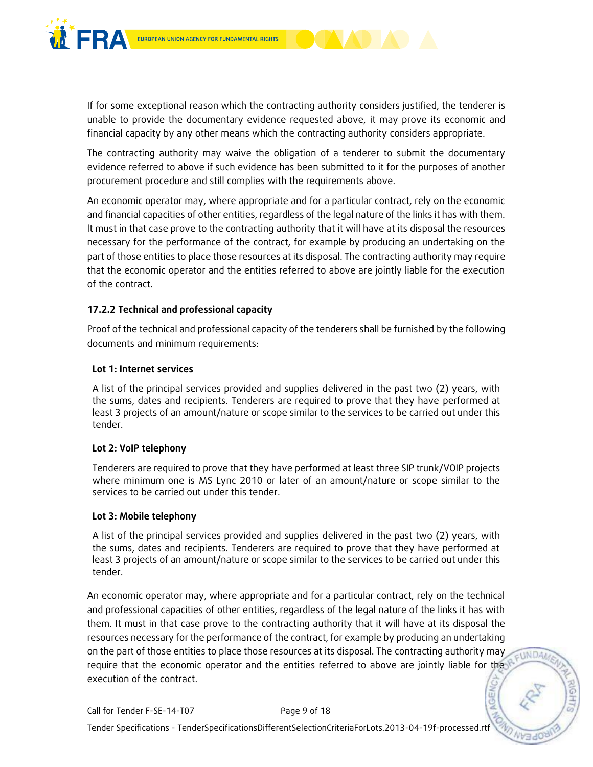If for some exceptional reason which the contracting authority considers justified, the tenderer is unable to provide the documentary evidence requested above, it may prove its economic and financial capacity by any other means which the contracting authority considers appropriate.

The contracting authority may waive the obligation of a tenderer to submit the documentary evidence referred to above if such evidence has been submitted to it for the purposes of another procurement procedure and still complies with the requirements above.

An economic operator may, where appropriate and for a particular contract, rely on the economic and financial capacities of other entities, regardless of the legal nature of the links it has with them. It must in that case prove to the contracting authority that it will have at its disposal the resources necessary for the performance of the contract, for example by producing an undertaking on the part of those entities to place those resources at its disposal. The contracting authority may require that the economic operator and the entities referred to above are jointly liable for the execution of the contract.

#### 17.2.2 Technical and professional capacity

Proof of the technical and professional capacity of the tenderers shall be furnished by the following documents and minimum requirements:

**Lot 1: Internet services**

A list of the principal services provided and supplies delivered in the past two (2) years, with the sums, dates and recipients. Tenderers are required to prove that they have performed at least 3 projects of an amount/nature or scope similar to the services to be carried out under this tender.

**Lot 2: VoIP telephony**

Tenderers are required to prove that they have performed at least three SIP trunk/VOIP projects where minimum one is MS Lync 2010 or later of an amount/nature or scope similar to the services to be carried out under this tender.

**Lot 3: Mobile telephony**

A list of the principal services provided and supplies delivered in the past two (2) years, with the sums, dates and recipients. Tenderers are required to prove that they have performed at least 3 projects of an amount/nature or scope similar to the services to be carried out under this tender.

An economic operator may, where appropriate and for a particular contract, rely on the technical and professional capacities of other entities, regardless of the legal nature of the links it has with them. It must in that case prove to the contracting authority that it will have at its disposal the resources necessary for the performance of the contract, for example by producing an undertaking on the part of those entities to place those resources at its disposal. The contracting authority may require that the economic operator and the entities referred to above are jointly liable for the execution of the contract.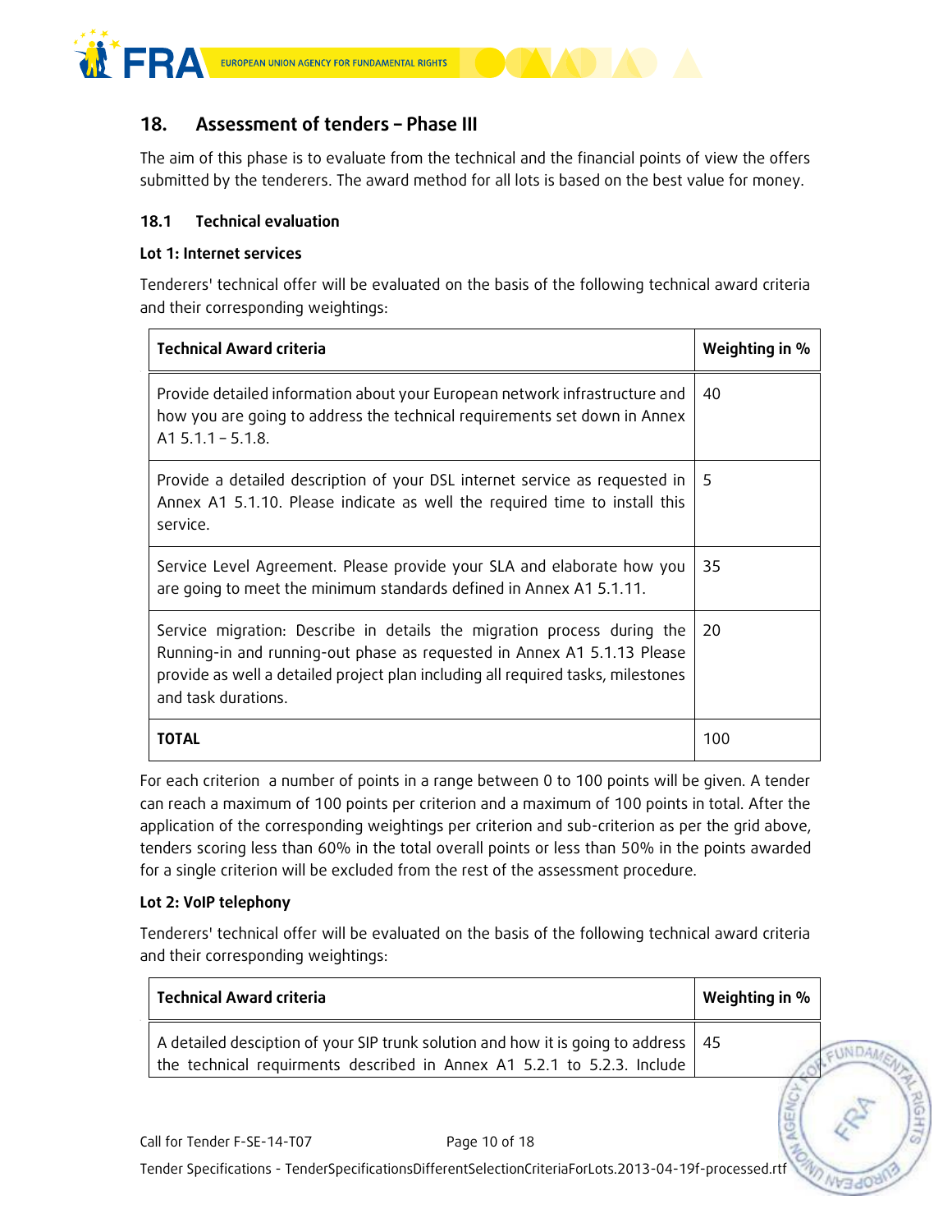## 18. Assessment of tenders – Phase III

The aim of this phase is to evaluate from the technical and the financial points of view the offers submitted by the tenderers. The award method for all lots is based on the best value for money.

### 18.1 Technical evaluation

**Lot 1: Internet services**

Tenderers' technical offer will be evaluated on the basis of the following technical award criteria and their corresponding weightings:

| Technical Award criteria | Weighting in % |
|---|---|
| Provide detailed information about your European network infrastructure and how you are going to address the technical requirements set down in Annex A1 5.1.1 – 5.1.8. | 40 |
| Provide a detailed description of your DSL internet service as requested in Annex A1 5.1.10. Please indicate as well the required time to install this service. | 5 |
| Service Level Agreement. Please provide your SLA and elaborate how you are going to meet the minimum standards defined in Annex A1 5.1.11. | 35 |
| Service migration: Describe in details the migration process during the Running-in and running-out phase as requested in Annex A1 5.1.13 Please provide as well a detailed project plan including all required tasks, milestones and task durations. | 20 |
| **TOTAL** | 100 |

For each criterion a number of points in a range between 0 to 100 points will be given. A tender can reach a maximum of 100 points per criterion and a maximum of 100 points in total. After the application of the corresponding weightings per criterion and sub-criterion as per the grid above, tenders scoring less than 60% in the total overall points or less than 50% in the points awarded for a single criterion will be excluded from the rest of the assessment procedure.

**Lot 2: VoIP telephony**

Tenderers' technical offer will be evaluated on the basis of the following technical award criteria and their corresponding weightings:

| Technical Award criteria | Weighting in % |
|---|---|
| A detailed desciption of your SIP trunk solution and how it is going to address the technical requirments described in Annex A1 5.2.1 to 5.2.3. Include | 45 |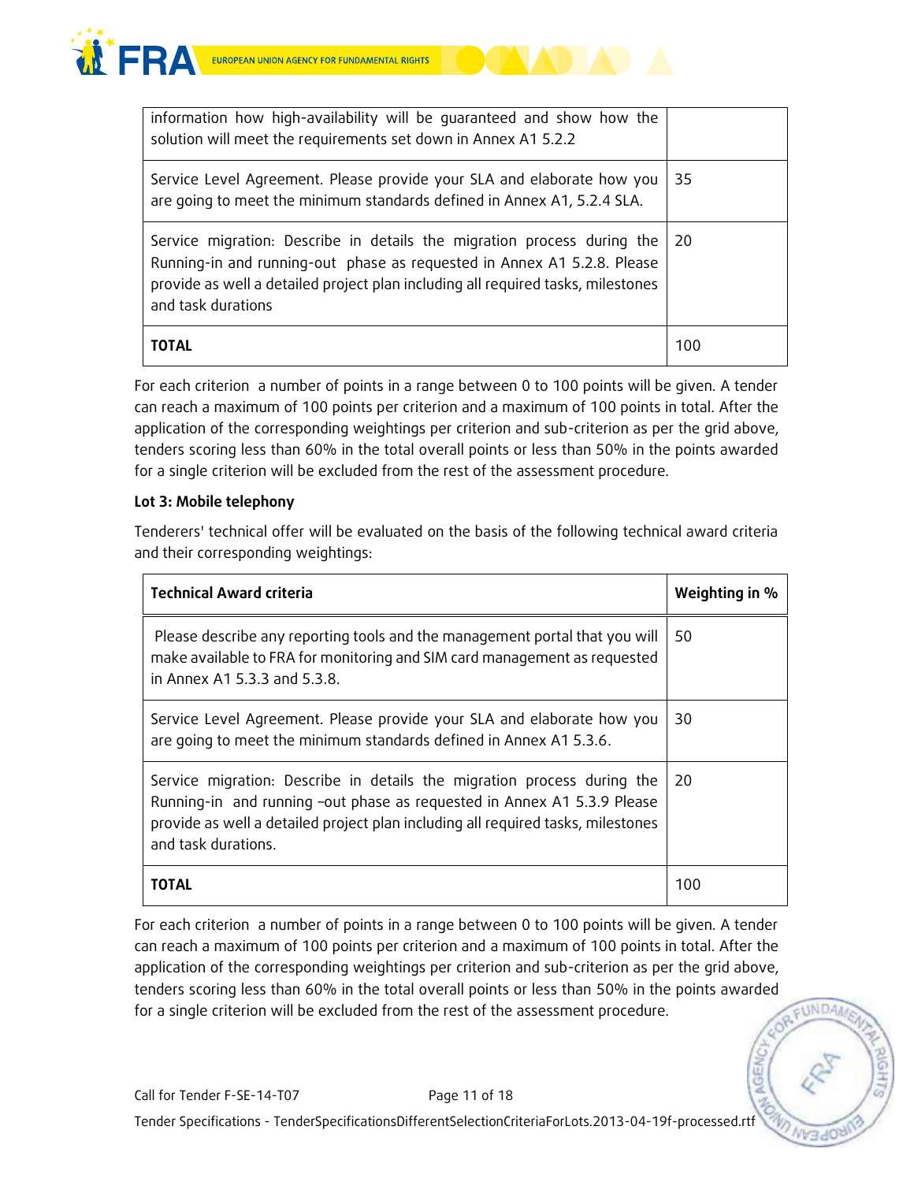| | |
|---|---|
| information how high-availability will be guaranteed and show how the solution will meet the requirements set down in Annex A1 5.2.2 | |
| Service Level Agreement. Please provide your SLA and elaborate how you are going to meet the minimum standards defined in Annex A1, 5.2.4 SLA. | 35 |
| Service migration: Describe in details the migration process during the Running-in and running-out phase as requested in Annex A1 5.2.8. Please provide as well a detailed project plan including all required tasks, milestones and task durations | 20 |
| **TOTAL** | 100 |

For each criterion a number of points in a range between 0 to 100 points will be given. A tender can reach a maximum of 100 points per criterion and a maximum of 100 points in total. After the application of the corresponding weightings per criterion and sub-criterion as per the grid above, tenders scoring less than 60% in the total overall points or less than 50% in the points awarded for a single criterion will be excluded from the rest of the assessment procedure.

**Lot 3: Mobile telephony**

Tenderers' technical offer will be evaluated on the basis of the following technical award criteria and their corresponding weightings:

| **Technical Award criteria** | **Weighting in %** |
|---|---|
| Please describe any reporting tools and the management portal that you will make available to FRA for monitoring and SIM card management as requested in Annex A1 5.3.3 and 5.3.8. | 50 |
| Service Level Agreement. Please provide your SLA and elaborate how you are going to meet the minimum standards defined in Annex A1 5.3.6. | 30 |
| Service migration: Describe in details the migration process during the Running-in and running –out phase as requested in Annex A1 5.3.9 Please provide as well a detailed project plan including all required tasks, milestones and task durations. | 20 |
| **TOTAL** | 100 |

For each criterion a number of points in a range between 0 to 100 points will be given. A tender can reach a maximum of 100 points per criterion and a maximum of 100 points in total. After the application of the corresponding weightings per criterion and sub-criterion as per the grid above, tenders scoring less than 60% in the total overall points or less than 50% in the points awarded for a single criterion will be excluded from the rest of the assessment procedure.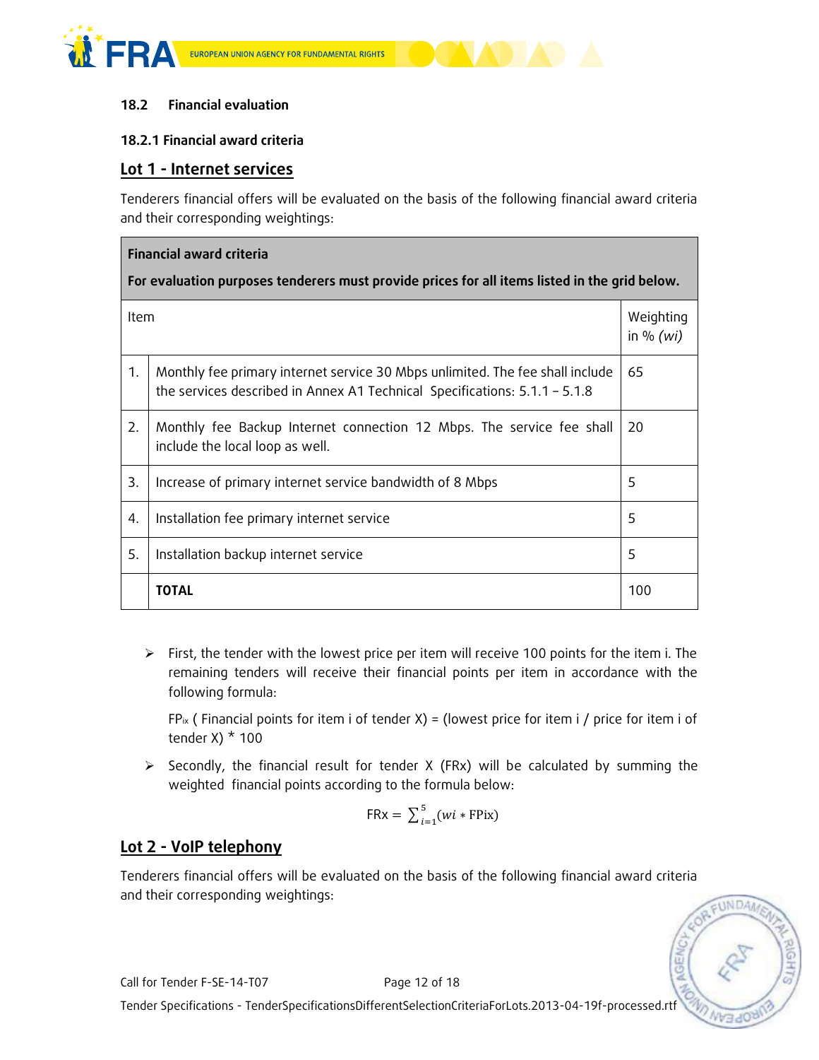### 18.2 Financial evaluation

#### 18.2.1 Financial award criteria

## Lot 1 - Internet services

Tenderers financial offers will be evaluated on the basis of the following financial award criteria and their corresponding weightings:

| Financial award criteria<br><br>For evaluation purposes tenderers must provide prices for all items listed in the grid below. | | |
|---|---|---|
| Item | | Weighting in % *(wi)* |
| 1. | Monthly fee primary internet service 30 Mbps unlimited. The fee shall include the services described in Annex A1 Technical Specifications: 5.1.1 – 5.1.8 | 65 |
| 2. | Monthly fee Backup Internet connection 12 Mbps. The service fee shall include the local loop as well. | 20 |
| 3. | Increase of primary internet service bandwidth of 8 Mbps | 5 |
| 4. | Installation fee primary internet service | 5 |
| 5. | Installation backup internet service | 5 |
| | **TOTAL** | 100 |

- First, the tender with the lowest price per item will receive 100 points for the item i. The remaining tenders will receive their financial points per item in accordance with the following formula:

  $FP_{ix}$ ( Financial points for item i of tender X) = (lowest price for item i / price for item i of tender X) * 100

- Secondly, the financial result for tender X (FRx) will be calculated by summing the weighted financial points according to the formula below:

$$\text{FRx} = \sum_{i=1}^{5}(wi * \text{FPix})$$

## Lot 2 - VoIP telephony

Tenderers financial offers will be evaluated on the basis of the following financial award criteria and their corresponding weightings: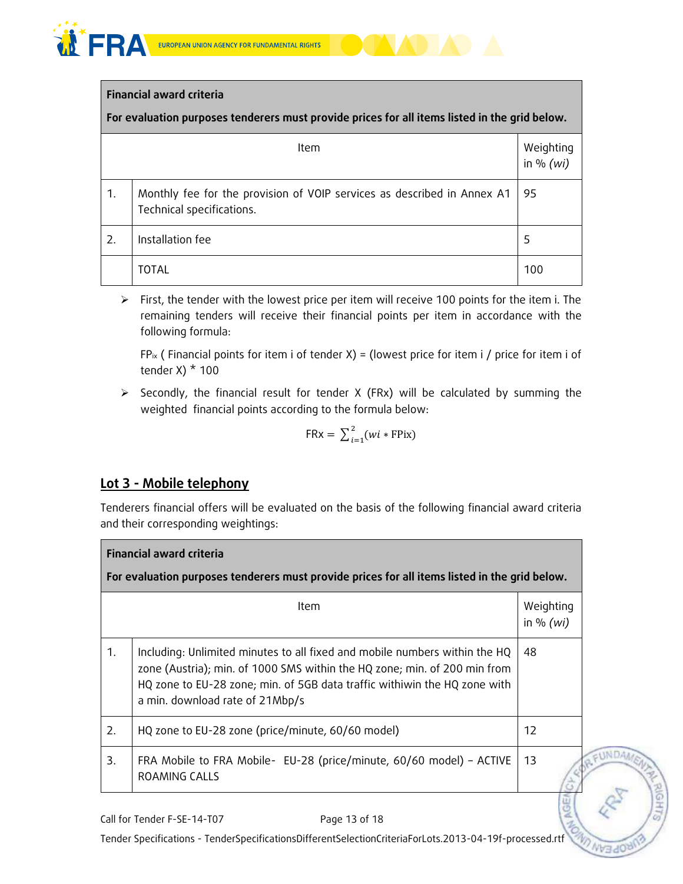| | Financial award criteria<br><br>For evaluation purposes tenderers must provide prices for all items listed in the grid below. | |
|---|---|---|
| | Item | Weighting in % *(wi)* |
| 1. | Monthly fee for the provision of VOIP services as described in Annex A1 Technical specifications. | 95 |
| 2. | Installation fee | 5 |
| | TOTAL | 100 |

- First, the tender with the lowest price per item will receive 100 points for the item i. The remaining tenders will receive their financial points per item in accordance with the following formula:

  $FP_{ix}$ ( Financial points for item i of tender X) = (lowest price for item i / price for item i of tender X) * 100

- Secondly, the financial result for tender X (FRx) will be calculated by summing the weighted financial points according to the formula below:

$$\text{FRx} = \sum_{i=1}^{2}(wi * \text{FPix})$$

## Lot 3 - Mobile telephony

Tenderers financial offers will be evaluated on the basis of the following financial award criteria and their corresponding weightings:

| | Financial award criteria<br><br>For evaluation purposes tenderers must provide prices for all items listed in the grid below. | |
|---|---|---|
| | Item | Weighting in % *(wi)* |
| 1. | Including: Unlimited minutes to all fixed and mobile numbers within the HQ zone (Austria); min. of 1000 SMS within the HQ zone; min. of 200 min from HQ zone to EU-28 zone; min. of 5GB data traffic withiwin the HQ zone with a min. download rate of 21Mbp/s | 48 |
| 2. | HQ zone to EU-28 zone (price/minute, 60/60 model) | 12 |
| 3. | FRA Mobile to FRA Mobile- EU-28 (price/minute, 60/60 model) – ACTIVE ROAMING CALLS | 13 |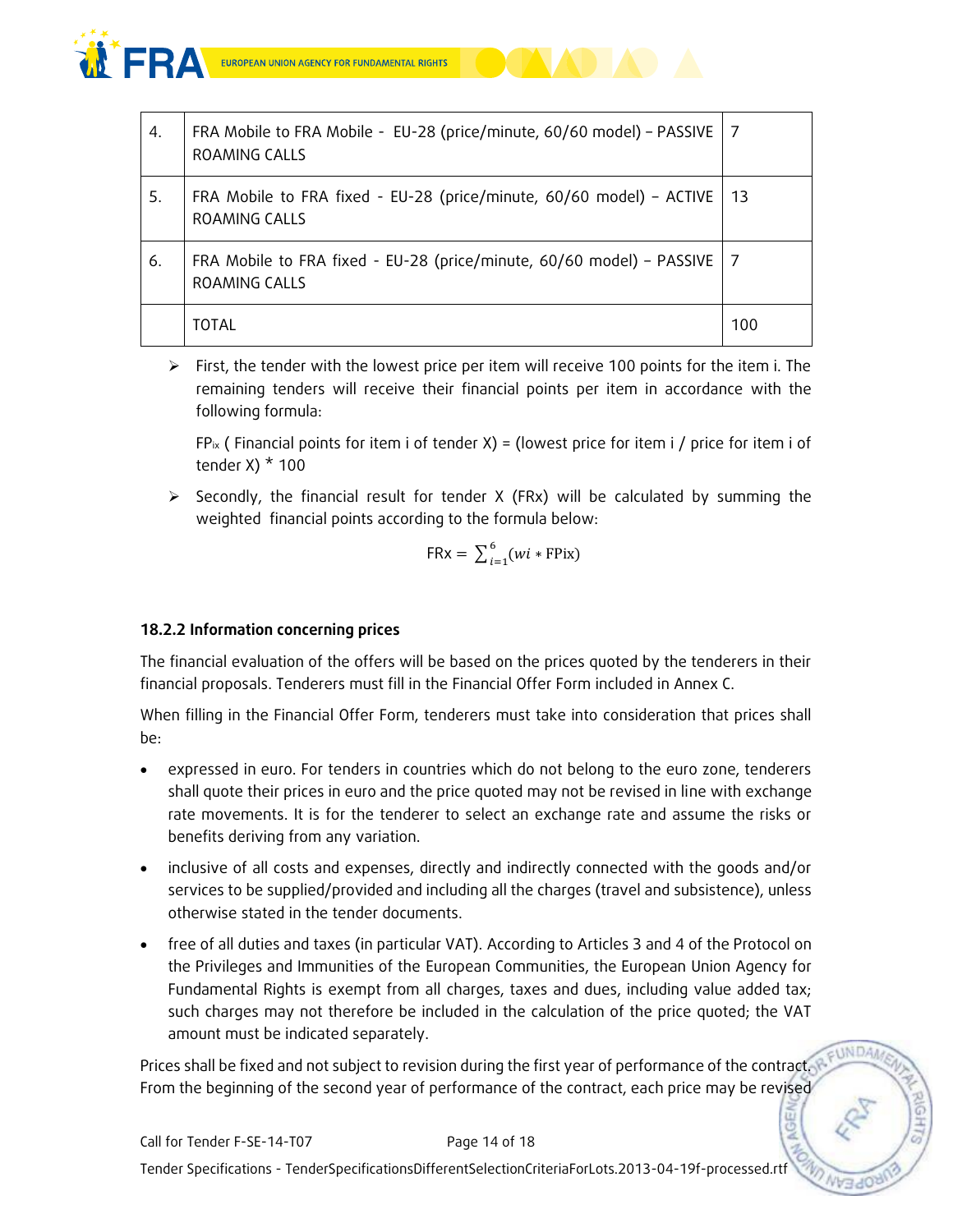| | | |
|---|---|---|
| 4. | FRA Mobile to FRA Mobile - EU-28 (price/minute, 60/60 model) – PASSIVE ROAMING CALLS | 7 |
| 5. | FRA Mobile to FRA fixed - EU-28 (price/minute, 60/60 model) – ACTIVE ROAMING CALLS | 13 |
| 6. | FRA Mobile to FRA fixed - EU-28 (price/minute, 60/60 model) – PASSIVE ROAMING CALLS | 7 |
| | TOTAL | 100 |

- First, the tender with the lowest price per item will receive 100 points for the item i. The remaining tenders will receive their financial points per item in accordance with the following formula:

  $FP_{ix}$ ( Financial points for item i of tender X) = (lowest price for item i / price for item i of tender X) * 100

- Secondly, the financial result for tender X (FRx) will be calculated by summing the weighted financial points according to the formula below:

$$\text{FRx} = \sum_{i=1}^{6}(wi * \text{FPix})$$

### 18.2.2 Information concerning prices

The financial evaluation of the offers will be based on the prices quoted by the tenderers in their financial proposals. Tenderers must fill in the Financial Offer Form included in Annex C.

When filling in the Financial Offer Form, tenderers must take into consideration that prices shall be:

- expressed in euro. For tenders in countries which do not belong to the euro zone, tenderers shall quote their prices in euro and the price quoted may not be revised in line with exchange rate movements. It is for the tenderer to select an exchange rate and assume the risks or benefits deriving from any variation.
- inclusive of all costs and expenses, directly and indirectly connected with the goods and/or services to be supplied/provided and including all the charges (travel and subsistence), unless otherwise stated in the tender documents.
- free of all duties and taxes (in particular VAT). According to Articles 3 and 4 of the Protocol on the Privileges and Immunities of the European Communities, the European Union Agency for Fundamental Rights is exempt from all charges, taxes and dues, including value added tax; such charges may not therefore be included in the calculation of the price quoted; the VAT amount must be indicated separately.

Prices shall be fixed and not subject to revision during the first year of performance of the contract. From the beginning of the second year of performance of the contract, each price may be revised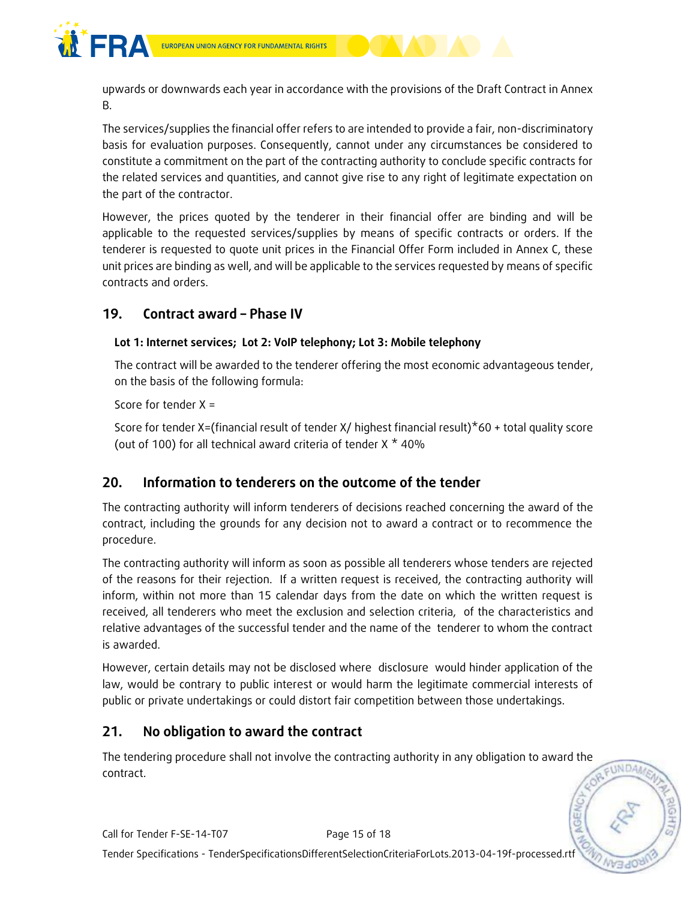upwards or downwards each year in accordance with the provisions of the Draft Contract in Annex B.

The services/supplies the financial offer refers to are intended to provide a fair, non-discriminatory basis for evaluation purposes. Consequently, cannot under any circumstances be considered to constitute a commitment on the part of the contracting authority to conclude specific contracts for the related services and quantities, and cannot give rise to any right of legitimate expectation on the part of the contractor.

However, the prices quoted by the tenderer in their financial offer are binding and will be applicable to the requested services/supplies by means of specific contracts or orders. If the tenderer is requested to quote unit prices in the Financial Offer Form included in Annex C, these unit prices are binding as well, and will be applicable to the services requested by means of specific contracts and orders.

## 19. Contract award – Phase IV

**Lot 1: Internet services; Lot 2: VoIP telephony; Lot 3: Mobile telephony**

The contract will be awarded to the tenderer offering the most economic advantageous tender, on the basis of the following formula:

Score for tender X =

Score for tender X=(financial result of tender X/ highest financial result)*60 + total quality score (out of 100) for all technical award criteria of tender X * 40%

## 20. Information to tenderers on the outcome of the tender

The contracting authority will inform tenderers of decisions reached concerning the award of the contract, including the grounds for any decision not to award a contract or to recommence the procedure.

The contracting authority will inform as soon as possible all tenderers whose tenders are rejected of the reasons for their rejection. If a written request is received, the contracting authority will inform, within not more than 15 calendar days from the date on which the written request is received, all tenderers who meet the exclusion and selection criteria, of the characteristics and relative advantages of the successful tender and the name of the tenderer to whom the contract is awarded.

However, certain details may not be disclosed where disclosure would hinder application of the law, would be contrary to public interest or would harm the legitimate commercial interests of public or private undertakings or could distort fair competition between those undertakings.

## 21. No obligation to award the contract

The tendering procedure shall not involve the contracting authority in any obligation to award the contract.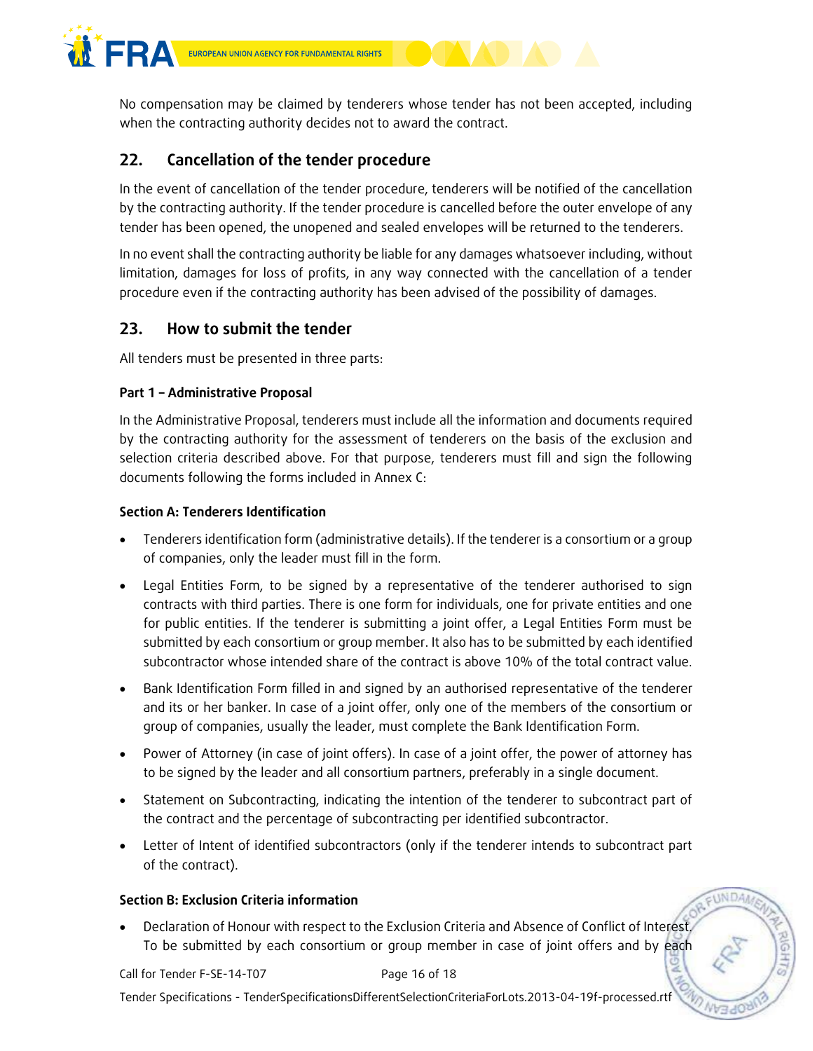No compensation may be claimed by tenderers whose tender has not been accepted, including when the contracting authority decides not to award the contract.

## 22. Cancellation of the tender procedure

In the event of cancellation of the tender procedure, tenderers will be notified of the cancellation by the contracting authority. If the tender procedure is cancelled before the outer envelope of any tender has been opened, the unopened and sealed envelopes will be returned to the tenderers.

In no event shall the contracting authority be liable for any damages whatsoever including, without limitation, damages for loss of profits, in any way connected with the cancellation of a tender procedure even if the contracting authority has been advised of the possibility of damages.

## 23. How to submit the tender

All tenders must be presented in three parts:

**Part 1 – Administrative Proposal**

In the Administrative Proposal, tenderers must include all the information and documents required by the contracting authority for the assessment of tenderers on the basis of the exclusion and selection criteria described above. For that purpose, tenderers must fill and sign the following documents following the forms included in Annex C:

**Section A: Tenderers Identification**

- Tenderers identification form (administrative details). If the tenderer is a consortium or a group of companies, only the leader must fill in the form.
- Legal Entities Form, to be signed by a representative of the tenderer authorised to sign contracts with third parties. There is one form for individuals, one for private entities and one for public entities. If the tenderer is submitting a joint offer, a Legal Entities Form must be submitted by each consortium or group member. It also has to be submitted by each identified subcontractor whose intended share of the contract is above 10% of the total contract value.
- Bank Identification Form filled in and signed by an authorised representative of the tenderer and its or her banker. In case of a joint offer, only one of the members of the consortium or group of companies, usually the leader, must complete the Bank Identification Form.
- Power of Attorney (in case of joint offers). In case of a joint offer, the power of attorney has to be signed by the leader and all consortium partners, preferably in a single document.
- Statement on Subcontracting, indicating the intention of the tenderer to subcontract part of the contract and the percentage of subcontracting per identified subcontractor.
- Letter of Intent of identified subcontractors (only if the tenderer intends to subcontract part of the contract).

**Section B: Exclusion Criteria information**

- Declaration of Honour with respect to the Exclusion Criteria and Absence of Conflict of Interest. To be submitted by each consortium or group member in case of joint offers and by each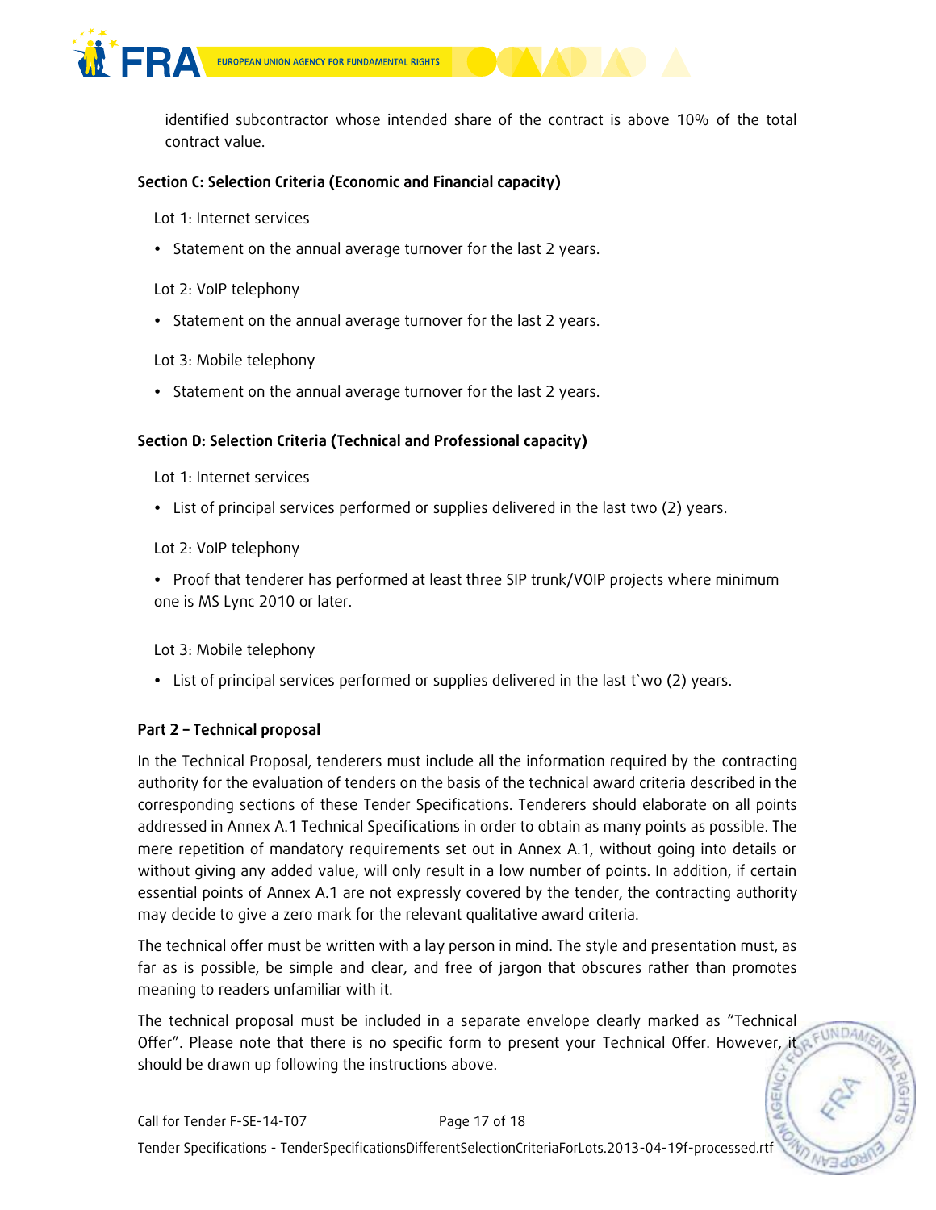identified subcontractor whose intended share of the contract is above 10% of the total contract value.

**Section C: Selection Criteria (Economic and Financial capacity)**

Lot 1: Internet services

- Statement on the annual average turnover for the last 2 years.

Lot 2: VoIP telephony

- Statement on the annual average turnover for the last 2 years.

Lot 3: Mobile telephony

- Statement on the annual average turnover for the last 2 years.

**Section D: Selection Criteria (Technical and Professional capacity)**

Lot 1: Internet services

- List of principal services performed or supplies delivered in the last two (2) years.

Lot 2: VoIP telephony

- Proof that tenderer has performed at least three SIP trunk/VOIP projects where minimum one is MS Lync 2010 or later.

Lot 3: Mobile telephony

- List of principal services performed or supplies delivered in the last t`wo (2) years.

**Part 2 – Technical proposal**

In the Technical Proposal, tenderers must include all the information required by the contracting authority for the evaluation of tenders on the basis of the technical award criteria described in the corresponding sections of these Tender Specifications. Tenderers should elaborate on all points addressed in Annex A.1 Technical Specifications in order to obtain as many points as possible. The mere repetition of mandatory requirements set out in Annex A.1, without going into details or without giving any added value, will only result in a low number of points. In addition, if certain essential points of Annex A.1 are not expressly covered by the tender, the contracting authority may decide to give a zero mark for the relevant qualitative award criteria.

The technical offer must be written with a lay person in mind. The style and presentation must, as far as is possible, be simple and clear, and free of jargon that obscures rather than promotes meaning to readers unfamiliar with it.

The technical proposal must be included in a separate envelope clearly marked as "Technical Offer". Please note that there is no specific form to present your Technical Offer. However, it should be drawn up following the instructions above.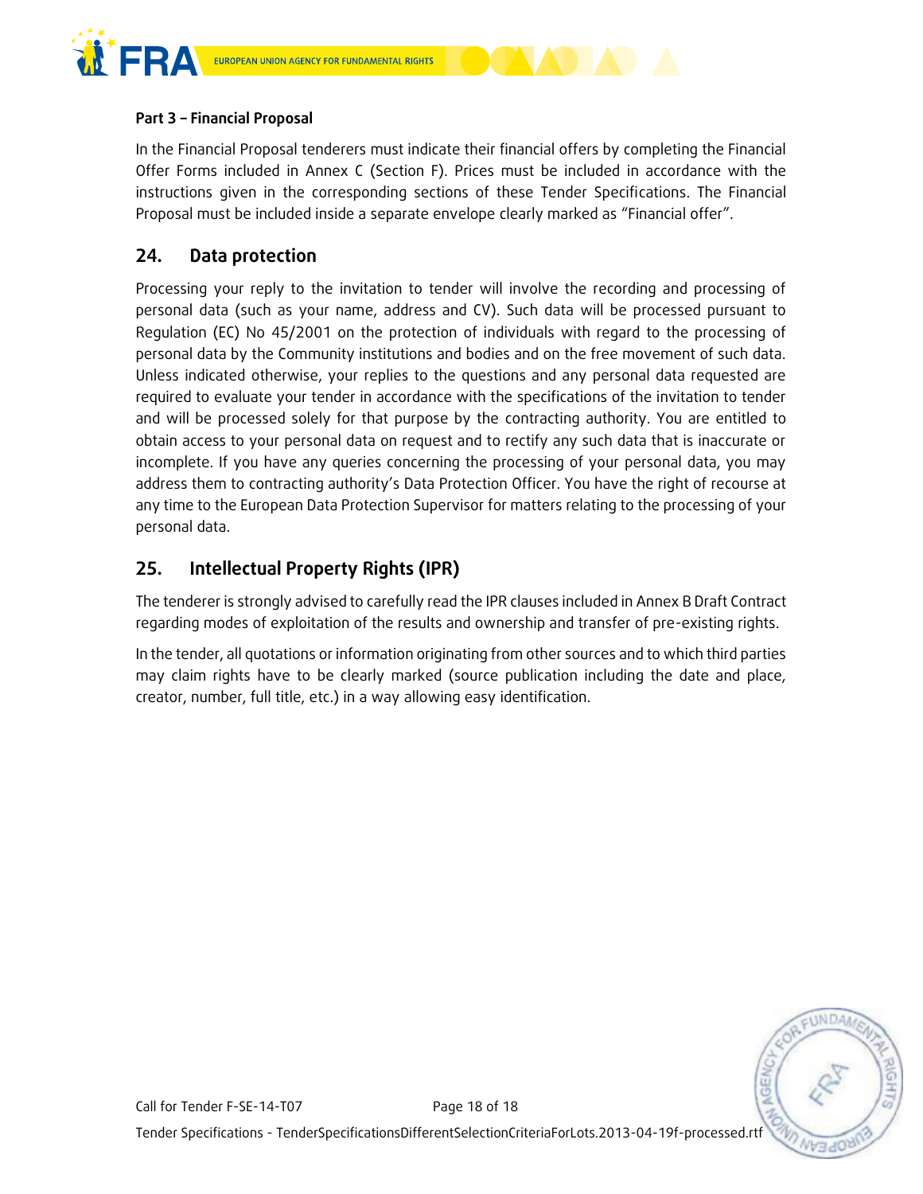**Part 3 – Financial Proposal**

In the Financial Proposal tenderers must indicate their financial offers by completing the Financial Offer Forms included in Annex C (Section F). Prices must be included in accordance with the instructions given in the corresponding sections of these Tender Specifications. The Financial Proposal must be included inside a separate envelope clearly marked as “Financial offer”.

## 24. Data protection

Processing your reply to the invitation to tender will involve the recording and processing of personal data (such as your name, address and CV). Such data will be processed pursuant to Regulation (EC) No 45/2001 on the protection of individuals with regard to the processing of personal data by the Community institutions and bodies and on the free movement of such data. Unless indicated otherwise, your replies to the questions and any personal data requested are required to evaluate your tender in accordance with the specifications of the invitation to tender and will be processed solely for that purpose by the contracting authority. You are entitled to obtain access to your personal data on request and to rectify any such data that is inaccurate or incomplete. If you have any queries concerning the processing of your personal data, you may address them to contracting authority’s Data Protection Officer. You have the right of recourse at any time to the European Data Protection Supervisor for matters relating to the processing of your personal data.

## 25. Intellectual Property Rights (IPR)

The tenderer is strongly advised to carefully read the IPR clauses included in Annex B Draft Contract regarding modes of exploitation of the results and ownership and transfer of pre-existing rights.

In the tender, all quotations or information originating from other sources and to which third parties may claim rights have to be clearly marked (source publication including the date and place, creator, number, full title, etc.) in a way allowing easy identification.